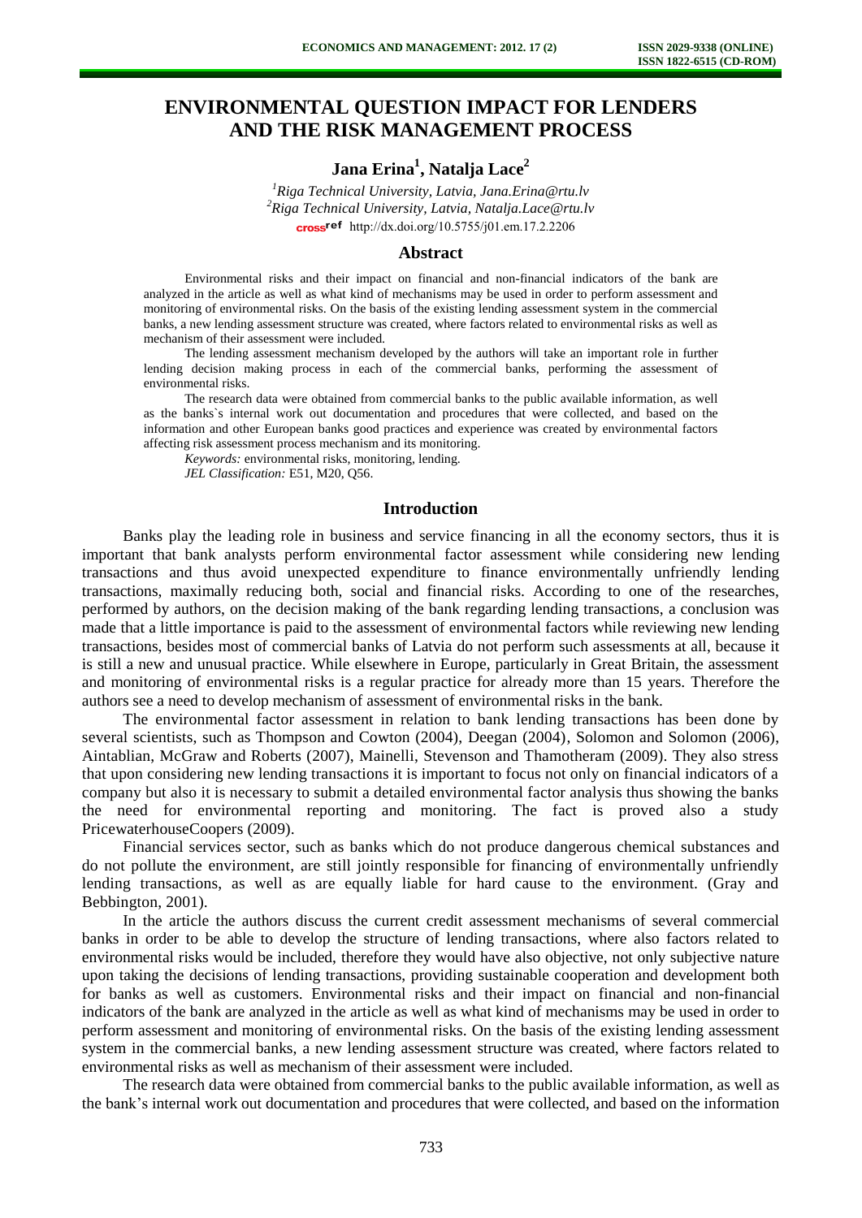# ENVIRONMENTAL QUESTION IMPACT FOR LENDERS AND THE RISK MANAGEMENT PROCESS

**Jana Erina[1], Natalja Lace[2]**

*[1]Riga Technical University, Latvia, Jana.Erina@rtu.lv*
*[2]Riga Technical University, Latvia, Natalja.Lace@rtu.lv*
http://dx.doi.org/10.5755/j01.em.17.2.2206

## Abstract

Environmental risks and their impact on financial and non-financial indicators of the bank are analyzed in the article as well as what kind of mechanisms may be used in order to perform assessment and monitoring of environmental risks. On the basis of the existing lending assessment system in the commercial banks, a new lending assessment structure was created, where factors related to environmental risks as well as mechanism of their assessment were included.

The lending assessment mechanism developed by the authors will take an important role in further lending decision making process in each of the commercial banks, performing the assessment of environmental risks.

The research data were obtained from commercial banks to the public available information, as well as the banks`s internal work out documentation and procedures that were collected, and based on the information and other European banks good practices and experience was created by environmental factors affecting risk assessment process mechanism and its monitoring.

*Keywords:* environmental risks, monitoring, lending.

*JEL Classification:* E51, M20, Q56.

## Introduction

Banks play the leading role in business and service financing in all the economy sectors, thus it is important that bank analysts perform environmental factor assessment while considering new lending transactions and thus avoid unexpected expenditure to finance environmentally unfriendly lending transactions, maximally reducing both, social and financial risks. According to one of the researches, performed by authors, on the decision making of the bank regarding lending transactions, a conclusion was made that a little importance is paid to the assessment of environmental factors while reviewing new lending transactions, besides most of commercial banks of Latvia do not perform such assessments at all, because it is still a new and unusual practice. While elsewhere in Europe, particularly in Great Britain, the assessment and monitoring of environmental risks is a regular practice for already more than 15 years. Therefore the authors see a need to develop mechanism of assessment of environmental risks in the bank.

The environmental factor assessment in relation to bank lending transactions has been done by several scientists, such as Thompson and Cowton (2004), Deegan (2004), Solomon and Solomon (2006), Aintablian, McGraw and Roberts (2007), Mainelli, Stevenson and Thamotheram (2009). They also stress that upon considering new lending transactions it is important to focus not only on financial indicators of a company but also it is necessary to submit a detailed environmental factor analysis thus showing the banks the need for environmental reporting and monitoring. The fact is proved also a study PricewaterhouseCoopers (2009).

Financial services sector, such as banks which do not produce dangerous chemical substances and do not pollute the environment, are still jointly responsible for financing of environmentally unfriendly lending transactions, as well as are equally liable for hard cause to the environment. (Gray and Bebbington, 2001).

In the article the authors discuss the current credit assessment mechanisms of several commercial banks in order to be able to develop the structure of lending transactions, where also factors related to environmental risks would be included, therefore they would have also objective, not only subjective nature upon taking the decisions of lending transactions, providing sustainable cooperation and development both for banks as well as customers. Environmental risks and their impact on financial and non-financial indicators of the bank are analyzed in the article as well as what kind of mechanisms may be used in order to perform assessment and monitoring of environmental risks. On the basis of the existing lending assessment system in the commercial banks, a new lending assessment structure was created, where factors related to environmental risks as well as mechanism of their assessment were included.

The research data were obtained from commercial banks to the public available information, as well as the bank's internal work out documentation and procedures that were collected, and based on the information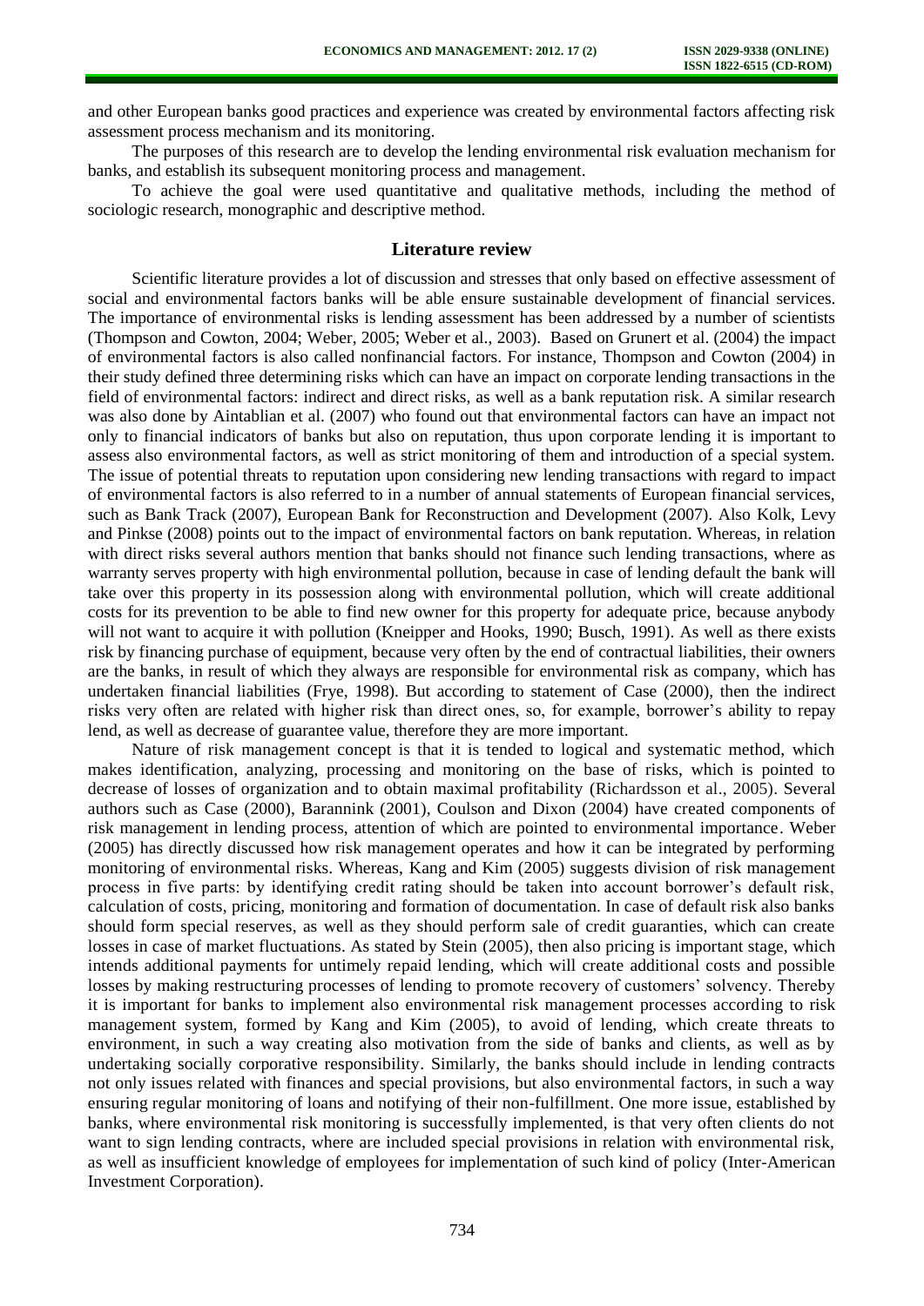and other European banks good practices and experience was created by environmental factors affecting risk assessment process mechanism and its monitoring.

The purposes of this research are to develop the lending environmental risk evaluation mechanism for banks, and establish its subsequent monitoring process and management.

To achieve the goal were used quantitative and qualitative methods, including the method of sociologic research, monographic and descriptive method.

## Literature review

Scientific literature provides a lot of discussion and stresses that only based on effective assessment of social and environmental factors banks will be able ensure sustainable development of financial services. The importance of environmental risks is lending assessment has been addressed by a number of scientists (Thompson and Cowton, 2004; Weber, 2005; Weber et al., 2003). Based on Grunert et al. (2004) the impact of environmental factors is also called nonfinancial factors. For instance, Thompson and Cowton (2004) in their study defined three determining risks which can have an impact on corporate lending transactions in the field of environmental factors: indirect and direct risks, as well as a bank reputation risk. A similar research was also done by Aintablian et al. (2007) who found out that environmental factors can have an impact not only to financial indicators of banks but also on reputation, thus upon corporate lending it is important to assess also environmental factors, as well as strict monitoring of them and introduction of a special system. The issue of potential threats to reputation upon considering new lending transactions with regard to impact of environmental factors is also referred to in a number of annual statements of European financial services, such as Bank Track (2007), European Bank for Reconstruction and Development (2007). Also Kolk, Levy and Pinkse (2008) points out to the impact of environmental factors on bank reputation. Whereas, in relation with direct risks several authors mention that banks should not finance such lending transactions, where as warranty serves property with high environmental pollution, because in case of lending default the bank will take over this property in its possession along with environmental pollution, which will create additional costs for its prevention to be able to find new owner for this property for adequate price, because anybody will not want to acquire it with pollution (Kneipper and Hooks, 1990; Busch, 1991). As well as there exists risk by financing purchase of equipment, because very often by the end of contractual liabilities, their owners are the banks, in result of which they always are responsible for environmental risk as company, which has undertaken financial liabilities (Frye, 1998). But according to statement of Case (2000), then the indirect risks very often are related with higher risk than direct ones, so, for example, borrower's ability to repay lend, as well as decrease of guarantee value, therefore they are more important.

Nature of risk management concept is that it is tended to logical and systematic method, which makes identification, analyzing, processing and monitoring on the base of risks, which is pointed to decrease of losses of organization and to obtain maximal profitability (Richardsson et al., 2005). Several authors such as Case (2000), Barannink (2001), Coulson and Dixon (2004) have created components of risk management in lending process, attention of which are pointed to environmental importance. Weber (2005) has directly discussed how risk management operates and how it can be integrated by performing monitoring of environmental risks. Whereas, Kang and Kim (2005) suggests division of risk management process in five parts: by identifying credit rating should be taken into account borrower's default risk, calculation of costs, pricing, monitoring and formation of documentation. In case of default risk also banks should form special reserves, as well as they should perform sale of credit guaranties, which can create losses in case of market fluctuations. As stated by Stein (2005), then also pricing is important stage, which intends additional payments for untimely repaid lending, which will create additional costs and possible losses by making restructuring processes of lending to promote recovery of customers' solvency. Thereby it is important for banks to implement also environmental risk management processes according to risk management system, formed by Kang and Kim (2005), to avoid of lending, which create threats to environment, in such a way creating also motivation from the side of banks and clients, as well as by undertaking socially corporative responsibility. Similarly, the banks should include in lending contracts not only issues related with finances and special provisions, but also environmental factors, in such a way ensuring regular monitoring of loans and notifying of their non-fulfillment. One more issue, established by banks, where environmental risk monitoring is successfully implemented, is that very often clients do not want to sign lending contracts, where are included special provisions in relation with environmental risk, as well as insufficient knowledge of employees for implementation of such kind of policy (Inter-American Investment Corporation).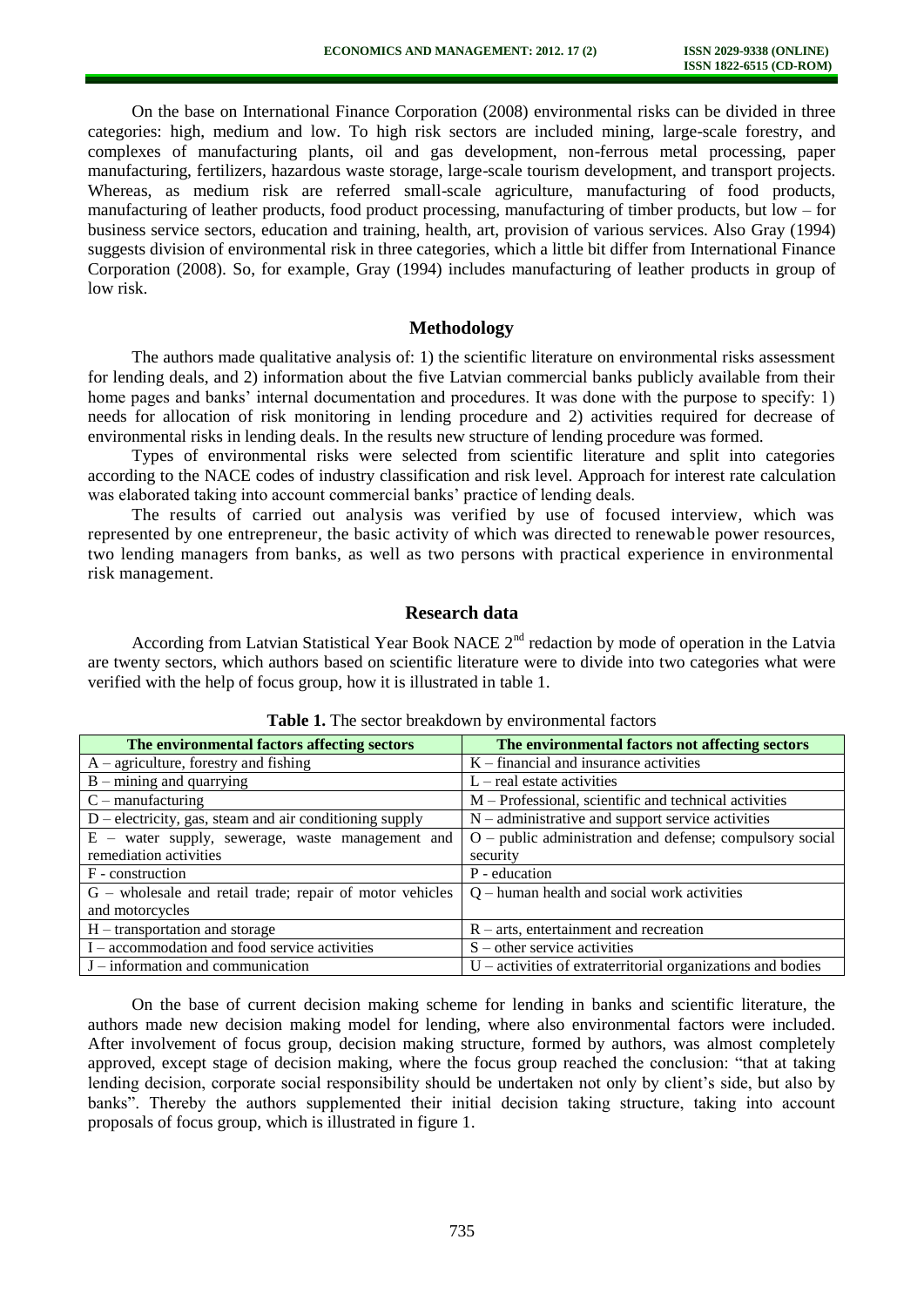On the base on International Finance Corporation (2008) environmental risks can be divided in three categories: high, medium and low. To high risk sectors are included mining, large-scale forestry, and complexes of manufacturing plants, oil and gas development, non-ferrous metal processing, paper manufacturing, fertilizers, hazardous waste storage, large-scale tourism development, and transport projects. Whereas, as medium risk are referred small-scale agriculture, manufacturing of food products, manufacturing of leather products, food product processing, manufacturing of timber products, but low – for business service sectors, education and training, health, art, provision of various services. Also Gray (1994) suggests division of environmental risk in three categories, which a little bit differ from International Finance Corporation (2008). So, for example, Gray (1994) includes manufacturing of leather products in group of low risk.

## Methodology

The authors made qualitative analysis of: 1) the scientific literature on environmental risks assessment for lending deals, and 2) information about the five Latvian commercial banks publicly available from their home pages and banks' internal documentation and procedures. It was done with the purpose to specify: 1) needs for allocation of risk monitoring in lending procedure and 2) activities required for decrease of environmental risks in lending deals. In the results new structure of lending procedure was formed.

Types of environmental risks were selected from scientific literature and split into categories according to the NACE codes of industry classification and risk level. Approach for interest rate calculation was elaborated taking into account commercial banks' practice of lending deals.

The results of carried out analysis was verified by use of focused interview, which was represented by one entrepreneur, the basic activity of which was directed to renewable power resources, two lending managers from banks, as well as two persons with practical experience in environmental risk management.

## Research data

According from Latvian Statistical Year Book NACE 2[nd] redaction by mode of operation in the Latvia are twenty sectors, which authors based on scientific literature were to divide into two categories what were verified with the help of focus group, how it is illustrated in table 1.

**Table 1.** The sector breakdown by environmental factors

| The environmental factors affecting sectors | The environmental factors not affecting sectors |
|---|---|
| A – agriculture, forestry and fishing | K – financial and insurance activities |
| B – mining and quarrying | L – real estate activities |
| C – manufacturing | M – Professional, scientific and technical activities |
| D – electricity, gas, steam and air conditioning supply | N – administrative and support service activities |
| E – water supply, sewerage, waste management and remediation activities | O – public administration and defense; compulsory social security |
| F - construction | P - education |
| G – wholesale and retail trade; repair of motor vehicles and motorcycles | Q – human health and social work activities |
| H – transportation and storage | R – arts, entertainment and recreation |
| I – accommodation and food service activities | S – other service activities |
| J – information and communication | U – activities of extraterritorial organizations and bodies |

On the base of current decision making scheme for lending in banks and scientific literature, the authors made new decision making model for lending, where also environmental factors were included. After involvement of focus group, decision making structure, formed by authors, was almost completely approved, except stage of decision making, where the focus group reached the conclusion: "that at taking lending decision, corporate social responsibility should be undertaken not only by client's side, but also by banks". Thereby the authors supplemented their initial decision taking structure, taking into account proposals of focus group, which is illustrated in figure 1.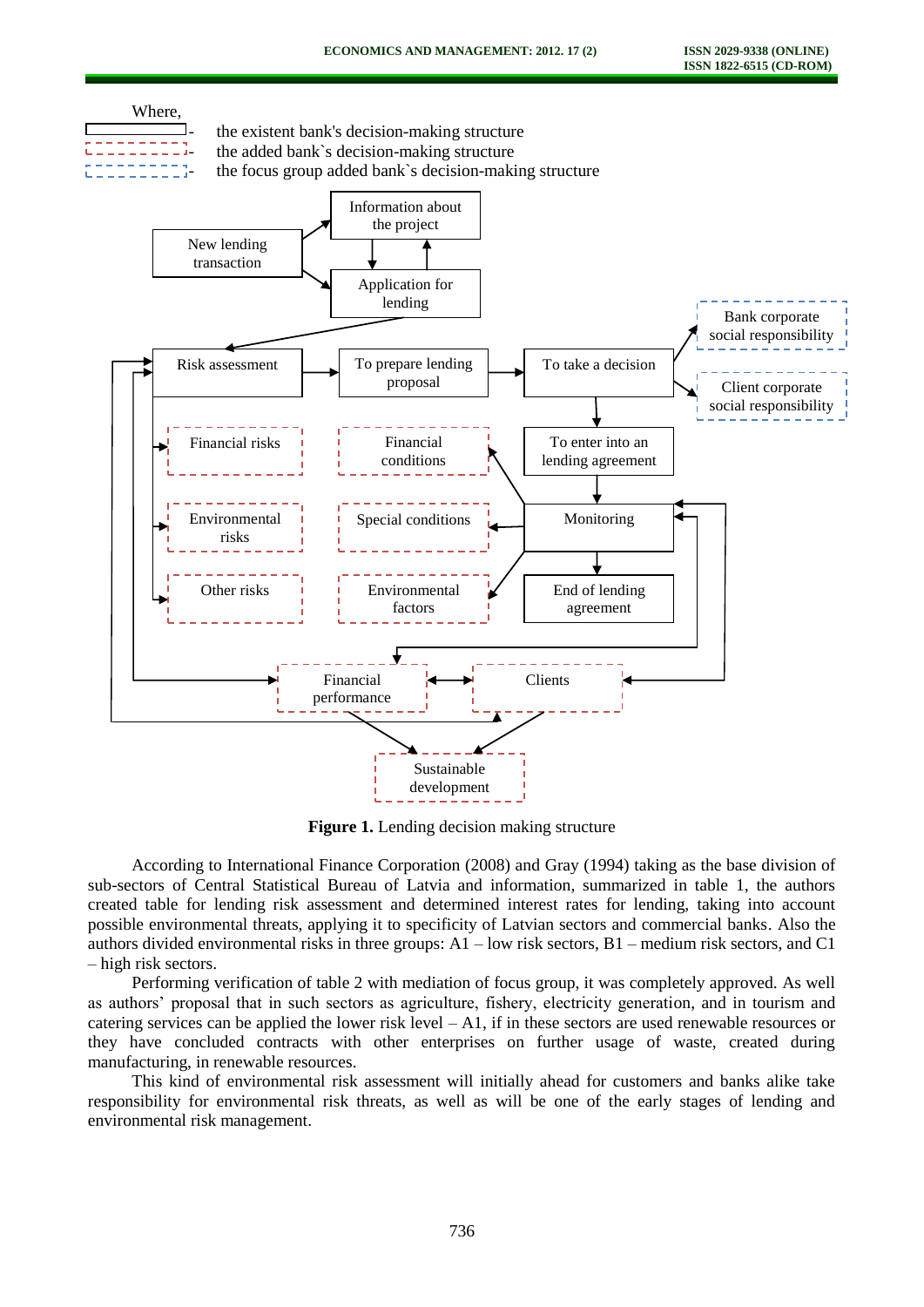Where,

- the existent bank's decision-making structure
- the added bank`s decision-making structure
- the focus group added bank`s decision-making structure

New lending transaction

Information about the project

Application for lending

Risk assessment

To prepare lending proposal

To take a decision

Bank corporate social responsibility

Client corporate social responsibility

Financial risks

Financial conditions

To enter into an lending agreement

Environmental risks

Special conditions

Monitoring

Other risks

Environmental factors

End of lending agreement

Financial performance

Clients

Sustainable development

**Figure 1.** Lending decision making structure

According to International Finance Corporation (2008) and Gray (1994) taking as the base division of sub-sectors of Central Statistical Bureau of Latvia and information, summarized in table 1, the authors created table for lending risk assessment and determined interest rates for lending, taking into account possible environmental threats, applying it to specificity of Latvian sectors and commercial banks. Also the authors divided environmental risks in three groups: A1 – low risk sectors, B1 – medium risk sectors, and C1 – high risk sectors.

Performing verification of table 2 with mediation of focus group, it was completely approved. As well as authors' proposal that in such sectors as agriculture, fishery, electricity generation, and in tourism and catering services can be applied the lower risk level – A1, if in these sectors are used renewable resources or they have concluded contracts with other enterprises on further usage of waste, created during manufacturing, in renewable resources.

This kind of environmental risk assessment will initially ahead for customers and banks alike take responsibility for environmental risk threats, as well as will be one of the early stages of lending and environmental risk management.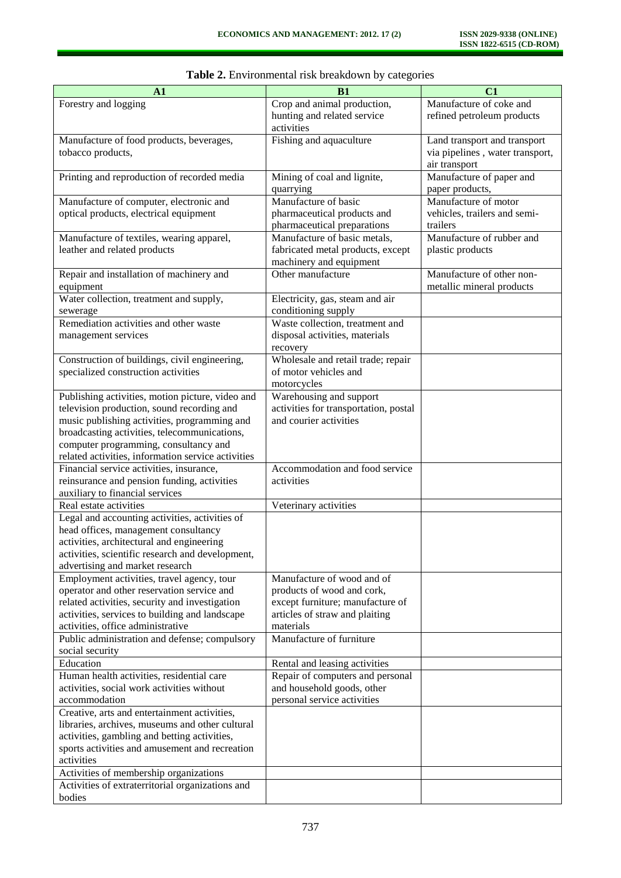**Table 2.** Environmental risk breakdown by categories

| A1 | B1 | C1 |
|---|---|---|
| Forestry and logging | Crop and animal production, hunting and related service activities | Manufacture of coke and refined petroleum products |
| Manufacture of food products, beverages, tobacco products, | Fishing and aquaculture | Land transport and transport via pipelines , water transport, air transport |
| Printing and reproduction of recorded media | Mining of coal and lignite, quarrying | Manufacture of paper and paper products, |
| Manufacture of computer, electronic and optical products, electrical equipment | Manufacture of basic pharmaceutical products and pharmaceutical preparations | Manufacture of motor vehicles, trailers and semi-trailers |
| Manufacture of textiles, wearing apparel, leather and related products | Manufacture of basic metals, fabricated metal products, except machinery and equipment | Manufacture of rubber and plastic products |
| Repair and installation of machinery and equipment | Other manufacture | Manufacture of other non-metallic mineral products |
| Water collection, treatment and supply, sewerage | Electricity, gas, steam and air conditioning supply | |
| Remediation activities and other waste management services | Waste collection, treatment and disposal activities, materials recovery | |
| Construction of buildings, civil engineering, specialized construction activities | Wholesale and retail trade; repair of motor vehicles and motorcycles | |
| Publishing activities, motion picture, video and television production, sound recording and music publishing activities, programming and broadcasting activities, telecommunications, computer programming, consultancy and related activities, information service activities | Warehousing and support activities for transportation, postal and courier activities | |
| Financial service activities, insurance, reinsurance and pension funding, activities auxiliary to financial services | Accommodation and food service activities | |
| Real estate activities | Veterinary activities | |
| Legal and accounting activities, activities of head offices, management consultancy activities, architectural and engineering activities, scientific research and development, advertising and market research | | |
| Employment activities, travel agency, tour operator and other reservation service and related activities, security and investigation activities, services to building and landscape activities, office administrative | Manufacture of wood and of products of wood and cork, except furniture; manufacture of articles of straw and plaiting materials | |
| Public administration and defense; compulsory social security | Manufacture of furniture | |
| Education | Rental and leasing activities | |
| Human health activities, residential care activities, social work activities without accommodation | Repair of computers and personal and household goods, other personal service activities | |
| Creative, arts and entertainment activities, libraries, archives, museums and other cultural activities, gambling and betting activities, sports activities and amusement and recreation activities | | |
| Activities of membership organizations | | |
| Activities of extraterritorial organizations and bodies | | |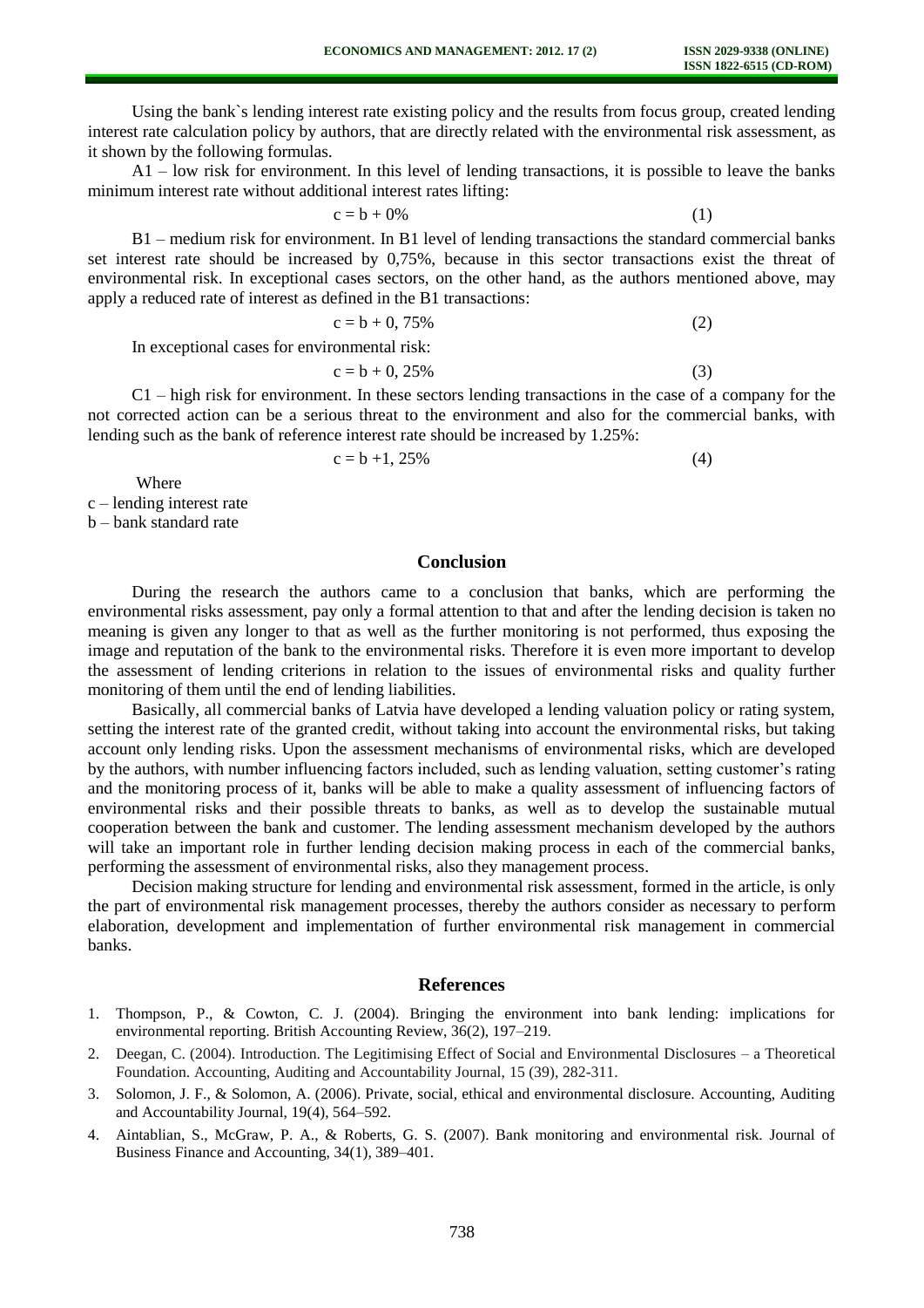Using the bank`s lending interest rate existing policy and the results from focus group, created lending interest rate calculation policy by authors, that are directly related with the environmental risk assessment, as it shown by the following formulas.

A1 – low risk for environment. In this level of lending transactions, it is possible to leave the banks minimum interest rate without additional interest rates lifting:

$$c = b + 0\% \tag{1}$$

B1 – medium risk for environment. In B1 level of lending transactions the standard commercial banks set interest rate should be increased by 0,75%, because in this sector transactions exist the threat of environmental risk. In exceptional cases sectors, on the other hand, as the authors mentioned above, may apply a reduced rate of interest as defined in the B1 transactions:

$$c = b + 0,75\% \tag{2}$$

In exceptional cases for environmental risk:

$$c = b + 0,25\% \tag{3}$$

C1 – high risk for environment. In these sectors lending transactions in the case of a company for the not corrected action can be a serious threat to the environment and also for the commercial banks, with lending such as the bank of reference interest rate should be increased by 1.25%:

$$c = b + 1,25\% \tag{4}$$

Where

$c$ – lending interest rate

$b$ – bank standard rate

## Conclusion

During the research the authors came to a conclusion that banks, which are performing the environmental risks assessment, pay only a formal attention to that and after the lending decision is taken no meaning is given any longer to that as well as the further monitoring is not performed, thus exposing the image and reputation of the bank to the environmental risks. Therefore it is even more important to develop the assessment of lending criterions in relation to the issues of environmental risks and quality further monitoring of them until the end of lending liabilities.

Basically, all commercial banks of Latvia have developed a lending valuation policy or rating system, setting the interest rate of the granted credit, without taking into account the environmental risks, but taking account only lending risks. Upon the assessment mechanisms of environmental risks, which are developed by the authors, with number influencing factors included, such as lending valuation, setting customer's rating and the monitoring process of it, banks will be able to make a quality assessment of influencing factors of environmental risks and their possible threats to banks, as well as to develop the sustainable mutual cooperation between the bank and customer. The lending assessment mechanism developed by the authors will take an important role in further lending decision making process in each of the commercial banks, performing the assessment of environmental risks, also they management process.

Decision making structure for lending and environmental risk assessment, formed in the article, is only the part of environmental risk management processes, thereby the authors consider as necessary to perform elaboration, development and implementation of further environmental risk management in commercial banks.

## References

1. Thompson, P., & Cowton, C. J. (2004). Bringing the environment into bank lending: implications for environmental reporting. British Accounting Review, 36(2), 197–219.
2. Deegan, C. (2004). Introduction. The Legitimising Effect of Social and Environmental Disclosures – a Theoretical Foundation. Accounting, Auditing and Accountability Journal, 15 (39), 282-311.
3. Solomon, J. F., & Solomon, A. (2006). Private, social, ethical and environmental disclosure. Accounting, Auditing and Accountability Journal, 19(4), 564–592.
4. Aintablian, S., McGraw, P. A., & Roberts, G. S. (2007). Bank monitoring and environmental risk. Journal of Business Finance and Accounting, 34(1), 389–401.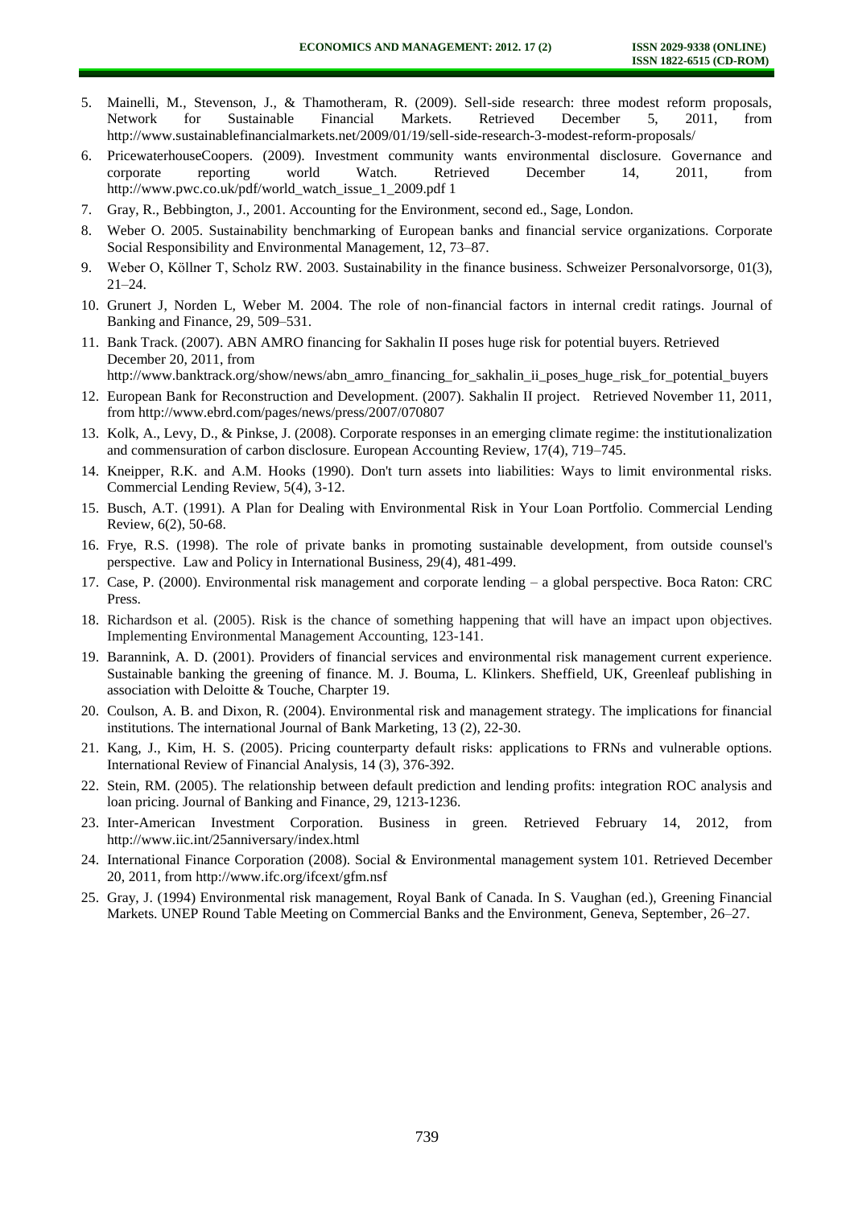5. Mainelli, M., Stevenson, J., & Thamotheram, R. (2009). Sell-side research: three modest reform proposals, Network for Sustainable Financial Markets. Retrieved December 5, 2011, from http://www.sustainablefinancialmarkets.net/2009/01/19/sell-side-research-3-modest-reform-proposals/
6. PricewaterhouseCoopers. (2009). Investment community wants environmental disclosure. Governance and corporate reporting world Watch. Retrieved December 14, 2011, from http://www.pwc.co.uk/pdf/world_watch_issue_1_2009.pdf 1
7. Gray, R., Bebbington, J., 2001. Accounting for the Environment, second ed., Sage, London.
8. Weber O. 2005. Sustainability benchmarking of European banks and financial service organizations. Corporate Social Responsibility and Environmental Management, 12, 73–87.
9. Weber O, Köllner T, Scholz RW. 2003. Sustainability in the finance business. Schweizer Personalvorsorge, 01(3), 21–24.
10. Grunert J, Norden L, Weber M. 2004. The role of non-financial factors in internal credit ratings. Journal of Banking and Finance, 29, 509–531.
11. Bank Track. (2007). ABN AMRO financing for Sakhalin II poses huge risk for potential buyers. Retrieved December 20, 2011, from http://www.banktrack.org/show/news/abn_amro_financing_for_sakhalin_ii_poses_huge_risk_for_potential_buyers
12. European Bank for Reconstruction and Development. (2007). Sakhalin II project. Retrieved November 11, 2011, from http://www.ebrd.com/pages/news/press/2007/070807
13. Kolk, A., Levy, D., & Pinkse, J. (2008). Corporate responses in an emerging climate regime: the institutionalization and commensuration of carbon disclosure. European Accounting Review, 17(4), 719–745.
14. Kneipper, R.K. and A.M. Hooks (1990). Don't turn assets into liabilities: Ways to limit environmental risks. Commercial Lending Review, 5(4), 3-12.
15. Busch, A.T. (1991). A Plan for Dealing with Environmental Risk in Your Loan Portfolio. Commercial Lending Review, 6(2), 50-68.
16. Frye, R.S. (1998). The role of private banks in promoting sustainable development, from outside counsel's perspective. Law and Policy in International Business, 29(4), 481-499.
17. Case, P. (2000). Environmental risk management and corporate lending – a global perspective. Boca Raton: CRC Press.
18. Richardson et al. (2005). Risk is the chance of something happening that will have an impact upon objectives. Implementing Environmental Management Accounting, 123-141.
19. Barannink, A. D. (2001). Providers of financial services and environmental risk management current experience. Sustainable banking the greening of finance. M. J. Bouma, L. Klinkers. Sheffield, UK, Greenleaf publishing in association with Deloitte & Touche, Charpter 19.
20. Coulson, A. B. and Dixon, R. (2004). Environmental risk and management strategy. The implications for financial institutions. The international Journal of Bank Marketing, 13 (2), 22-30.
21. Kang, J., Kim, H. S. (2005). Pricing counterparty default risks: applications to FRNs and vulnerable options. International Review of Financial Analysis, 14 (3), 376-392.
22. Stein, RM. (2005). The relationship between default prediction and lending profits: integration ROC analysis and loan pricing. Journal of Banking and Finance, 29, 1213-1236.
23. Inter-American Investment Corporation. Business in green. Retrieved February 14, 2012, from http://www.iic.int/25anniversary/index.html
24. International Finance Corporation (2008). Social & Environmental management system 101. Retrieved December 20, 2011, from http://www.ifc.org/ifcext/gfm.nsf
25. Gray, J. (1994) Environmental risk management, Royal Bank of Canada. In S. Vaughan (ed.), Greening Financial Markets. UNEP Round Table Meeting on Commercial Banks and the Environment, Geneva, September, 26–27.